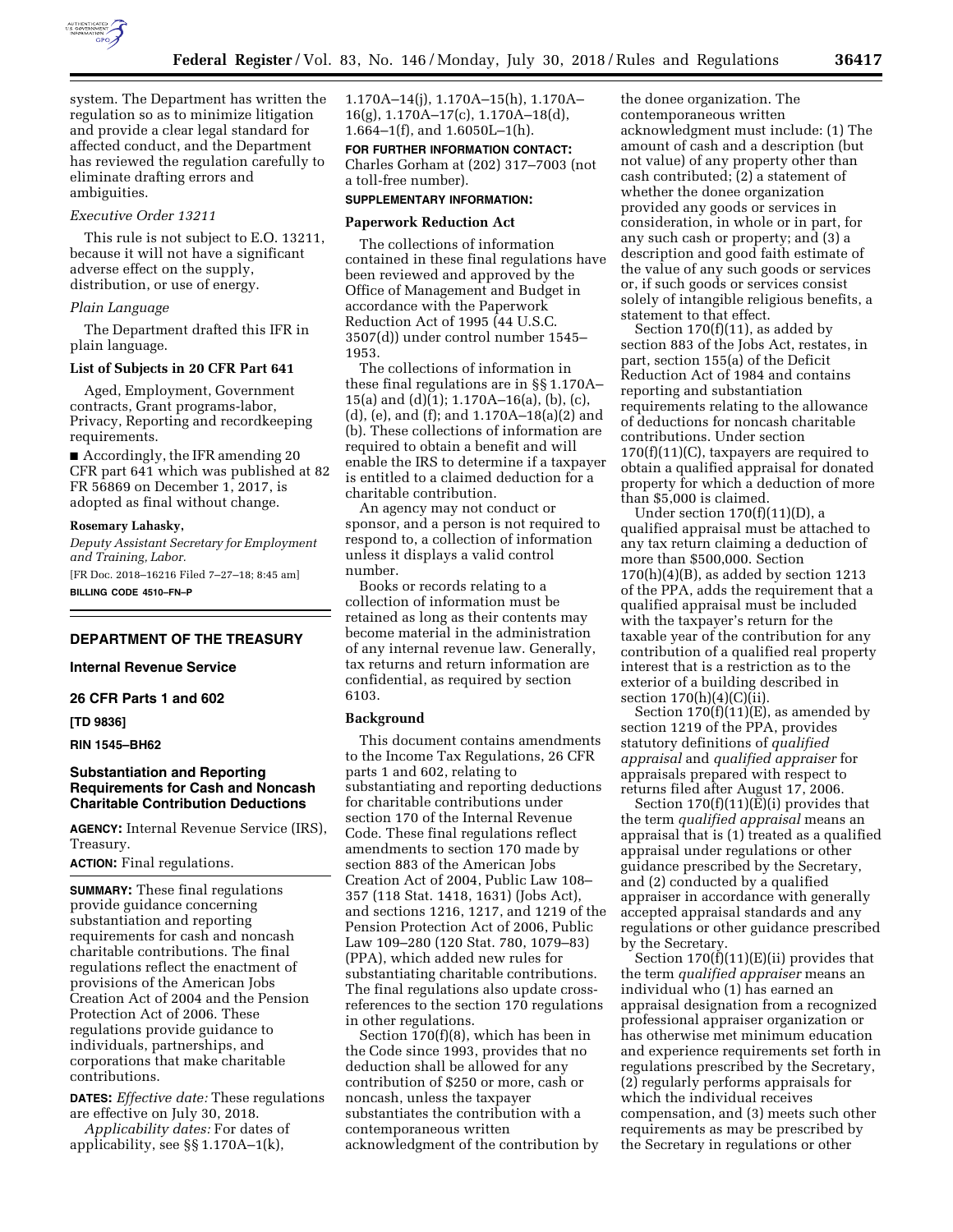system. The Department has written the regulation so as to minimize litigation and provide a clear legal standard for affected conduct, and the Department has reviewed the regulation carefully to eliminate drafting errors and ambiguities.

*Executive Order 13211*

This rule is not subject to E.O. 13211, because it will not have a significant adverse effect on the supply, distribution, or use of energy.

*Plain Language*

The Department drafted this IFR in plain language.

**List of Subjects in 20 CFR Part 641**

Aged, Employment, Government contracts, Grant programs-labor, Privacy, Reporting and recordkeeping requirements.

■ Accordingly, the IFR amending 20 CFR part 641 which was published at 82 FR 56869 on December 1, 2017, is adopted as final without change.

**Rosemary Lahasky,**

*Deputy Assistant Secretary for Employment and Training, Labor.*

[FR Doc. 2018–16216 Filed 7–27–18; 8:45 am]

**BILLING CODE 4510–FN–P**

## DEPARTMENT OF THE TREASURY

### Internal Revenue Service

### 26 CFR Parts 1 and 602

**[TD 9836]**

**RIN 1545–BH62**

### Substantiation and Reporting Requirements for Cash and Noncash Charitable Contribution Deductions

**AGENCY:** Internal Revenue Service (IRS), Treasury.

**ACTION:** Final regulations.

**SUMMARY:** These final regulations provide guidance concerning substantiation and reporting requirements for cash and noncash charitable contributions. The final regulations reflect the enactment of provisions of the American Jobs Creation Act of 2004 and the Pension Protection Act of 2006. These regulations provide guidance to individuals, partnerships, and corporations that make charitable contributions.

**DATES:** *Effective date:* These regulations are effective on July 30, 2018.

*Applicability dates:* For dates of applicability, see §§ 1.170A–1(k), 1.170A–14(j), 1.170A–15(h), 1.170A–16(g), 1.170A–17(c), 1.170A–18(d), 1.664–1(f), and 1.6050L–1(h).

**FOR FURTHER INFORMATION CONTACT:** Charles Gorham at (202) 317–7003 (not a toll-free number).

**SUPPLEMENTARY INFORMATION:**

**Paperwork Reduction Act**

The collections of information contained in these final regulations have been reviewed and approved by the Office of Management and Budget in accordance with the Paperwork Reduction Act of 1995 (44 U.S.C. 3507(d)) under control number 1545–1953.

The collections of information in these final regulations are in §§ 1.170A–15(a) and (d)(1); 1.170A–16(a), (b), (c), (d), (e), and (f); and 1.170A–18(a)(2) and (b). These collections of information are required to obtain a benefit and will enable the IRS to determine if a taxpayer is entitled to a claimed deduction for a charitable contribution.

An agency may not conduct or sponsor, and a person is not required to respond to, a collection of information unless it displays a valid control number.

Books or records relating to a collection of information must be retained as long as their contents may become material in the administration of any internal revenue law. Generally, tax returns and return information are confidential, as required by section 6103.

**Background**

This document contains amendments to the Income Tax Regulations, 26 CFR parts 1 and 602, relating to substantiating and reporting deductions for charitable contributions under section 170 of the Internal Revenue Code. These final regulations reflect amendments to section 170 made by section 883 of the American Jobs Creation Act of 2004, Public Law 108–357 (118 Stat. 1418, 1631) (Jobs Act), and sections 1216, 1217, and 1219 of the Pension Protection Act of 2006, Public Law 109–280 (120 Stat. 780, 1079–83) (PPA), which added new rules for substantiating charitable contributions. The final regulations also update cross-references to the section 170 regulations in other regulations.

Section 170(f)(8), which has been in the Code since 1993, provides that no deduction shall be allowed for any contribution of $250 or more, cash or noncash, unless the taxpayer substantiates the contribution with a contemporaneous written acknowledgment of the contribution by the donee organization. The contemporaneous written acknowledgment must include: (1) The amount of cash and a description (but not value) of any property other than cash contributed; (2) a statement of whether the donee organization provided any goods or services in consideration, in whole or in part, for any such cash or property; and (3) a description and good faith estimate of the value of any such goods or services or, if such goods or services consist solely of intangible religious benefits, a statement to that effect.

Section 170(f)(11), as added by section 883 of the Jobs Act, restates, in part, section 155(a) of the Deficit Reduction Act of 1984 and contains reporting and substantiation requirements relating to the allowance of deductions for noncash charitable contributions. Under section 170(f)(11)(C), taxpayers are required to obtain a qualified appraisal for donated property for which a deduction of more than $5,000 is claimed.

Under section 170(f)(11)(D), a qualified appraisal must be attached to any tax return claiming a deduction of more than $500,000. Section 170(h)(4)(B), as added by section 1213 of the PPA, adds the requirement that a qualified appraisal must be included with the taxpayer's return for the taxable year of the contribution for any contribution of a qualified real property interest that is a restriction as to the exterior of a building described in section 170(h)(4)(C)(ii).

Section 170(f)(11)(E), as amended by section 1219 of the PPA, provides statutory definitions of *qualified appraisal* and *qualified appraiser* for appraisals prepared with respect to returns filed after August 17, 2006.

Section 170(f)(11)(E)(i) provides that the term *qualified appraisal* means an appraisal that is (1) treated as a qualified appraisal under regulations or other guidance prescribed by the Secretary, and (2) conducted by a qualified appraiser in accordance with generally accepted appraisal standards and any regulations or other guidance prescribed by the Secretary.

Section 170(f)(11)(E)(ii) provides that the term *qualified appraiser* means an individual who (1) has earned an appraisal designation from a recognized professional appraiser organization or has otherwise met minimum education and experience requirements set forth in regulations prescribed by the Secretary, (2) regularly performs appraisals for which the individual receives compensation, and (3) meets such other requirements as may be prescribed by the Secretary in regulations or other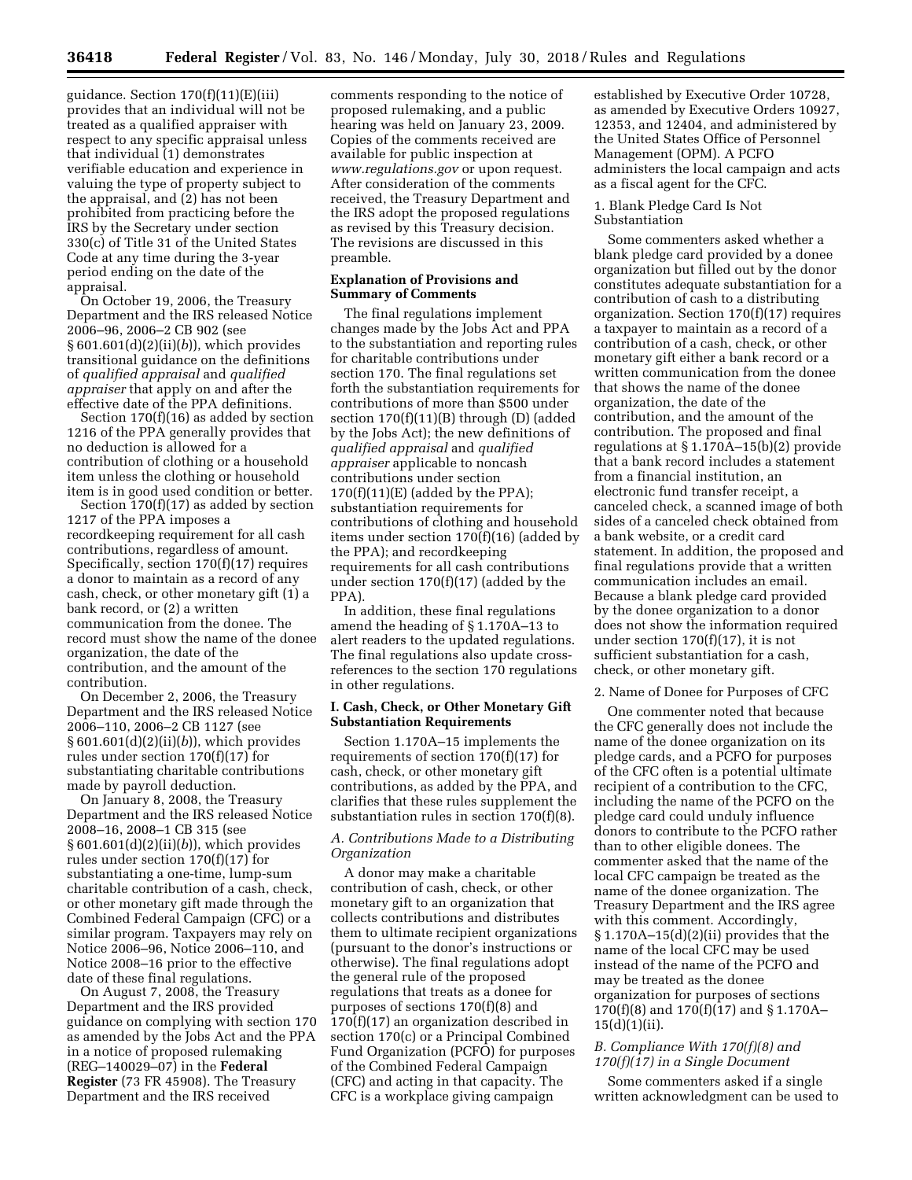guidance. Section 170(f)(11)(E)(iii) provides that an individual will not be treated as a qualified appraiser with respect to any specific appraisal unless that individual (1) demonstrates verifiable education and experience in valuing the type of property subject to the appraisal, and (2) has not been prohibited from practicing before the IRS by the Secretary under section 330(c) of Title 31 of the United States Code at any time during the 3-year period ending on the date of the appraisal.

On October 19, 2006, the Treasury Department and the IRS released Notice 2006–96, 2006–2 CB 902 (see § 601.601(d)(2)(ii)(*b*)), which provides transitional guidance on the definitions of *qualified appraisal* and *qualified appraiser* that apply on and after the effective date of the PPA definitions.

Section 170(f)(16) as added by section 1216 of the PPA generally provides that no deduction is allowed for a contribution of clothing or a household item unless the clothing or household item is in good used condition or better.

Section 170(f)(17) as added by section 1217 of the PPA imposes a recordkeeping requirement for all cash contributions, regardless of amount. Specifically, section 170(f)(17) requires a donor to maintain as a record of any cash, check, or other monetary gift (1) a bank record, or (2) a written communication from the donee. The record must show the name of the donee organization, the date of the contribution, and the amount of the contribution.

On December 2, 2006, the Treasury Department and the IRS released Notice 2006–110, 2006–2 CB 1127 (see § 601.601(d)(2)(ii)(*b*)), which provides rules under section 170(f)(17) for substantiating charitable contributions made by payroll deduction.

On January 8, 2008, the Treasury Department and the IRS released Notice 2008–16, 2008–1 CB 315 (see § 601.601(d)(2)(ii)(*b*)), which provides rules under section 170(f)(17) for substantiating a one-time, lump-sum charitable contribution of a cash, check, or other monetary gift made through the Combined Federal Campaign (CFC) or a similar program. Taxpayers may rely on Notice 2006–96, Notice 2006–110, and Notice 2008–16 prior to the effective date of these final regulations.

On August 7, 2008, the Treasury Department and the IRS provided guidance on complying with section 170 as amended by the Jobs Act and the PPA in a notice of proposed rulemaking (REG–140029–07) in the **Federal Register** (73 FR 45908). The Treasury Department and the IRS received comments responding to the notice of proposed rulemaking, and a public hearing was held on January 23, 2009. Copies of the comments received are available for public inspection at *www.regulations.gov* or upon request. After consideration of the comments received, the Treasury Department and the IRS adopt the proposed regulations as revised by this Treasury decision. The revisions are discussed in this preamble.

## Explanation of Provisions and Summary of Comments

The final regulations implement changes made by the Jobs Act and PPA to the substantiation and reporting rules for charitable contributions under section 170. The final regulations set forth the substantiation requirements for contributions of more than $500 under section 170(f)(11)(B) through (D) (added by the Jobs Act); the new definitions of *qualified appraisal* and *qualified appraiser* applicable to noncash contributions under section 170(f)(11)(E) (added by the PPA); substantiation requirements for contributions of clothing and household items under section 170(f)(16) (added by the PPA); and recordkeeping requirements for all cash contributions under section 170(f)(17) (added by the PPA).

In addition, these final regulations amend the heading of § 1.170A–13 to alert readers to the updated regulations. The final regulations also update cross-references to the section 170 regulations in other regulations.

### I. Cash, Check, or Other Monetary Gift Substantiation Requirements

Section 1.170A–15 implements the requirements of section 170(f)(17) for cash, check, or other monetary gift contributions, as added by the PPA, and clarifies that these rules supplement the substantiation rules in section 170(f)(8).

#### *A. Contributions Made to a Distributing Organization*

A donor may make a charitable contribution of cash, check, or other monetary gift to an organization that collects contributions and distributes them to ultimate recipient organizations (pursuant to the donor's instructions or otherwise). The final regulations adopt the general rule of the proposed regulations that treats as a donee for purposes of sections 170(f)(8) and 170(f)(17) an organization described in section 170(c) or a Principal Combined Fund Organization (PCFO) for purposes of the Combined Federal Campaign (CFC) and acting in that capacity. The CFC is a workplace giving campaign established by Executive Order 10728, as amended by Executive Orders 10927, 12353, and 12404, and administered by the United States Office of Personnel Management (OPM). A PCFO administers the local campaign and acts as a fiscal agent for the CFC.

1. Blank Pledge Card Is Not Substantiation

Some commenters asked whether a blank pledge card provided by a donee organization but filled out by the donor constitutes adequate substantiation for a contribution of cash to a distributing organization. Section 170(f)(17) requires a taxpayer to maintain as a record of a contribution of a cash, check, or other monetary gift either a bank record or a written communication from the donee that shows the name of the donee organization, the date of the contribution, and the amount of the contribution. The proposed and final regulations at § 1.170A–15(b)(2) provide that a bank record includes a statement from a financial institution, an electronic fund transfer receipt, a canceled check, a scanned image of both sides of a canceled check obtained from a bank website, or a credit card statement. In addition, the proposed and final regulations provide that a written communication includes an email. Because a blank pledge card provided by the donee organization to a donor does not show the information required under section 170(f)(17), it is not sufficient substantiation for a cash, check, or other monetary gift.

2. Name of Donee for Purposes of CFC

One commenter noted that because the CFC generally does not include the name of the donee organization on its pledge cards, and a PCFO for purposes of the CFC often is a potential ultimate recipient of a contribution to the CFC, including the name of the PCFO on the pledge card could unduly influence donors to contribute to the PCFO rather than to other eligible donees. The commenter asked that the name of the local CFC campaign be treated as the name of the donee organization. The Treasury Department and the IRS agree with this comment. Accordingly, § 1.170A–15(d)(2)(ii) provides that the name of the local CFC may be used instead of the name of the PCFO and may be treated as the donee organization for purposes of sections 170(f)(8) and 170(f)(17) and § 1.170A–15(d)(1)(ii).

#### *B. Compliance With 170(f)(8) and 170(f)(17) in a Single Document*

Some commenters asked if a single written acknowledgment can be used to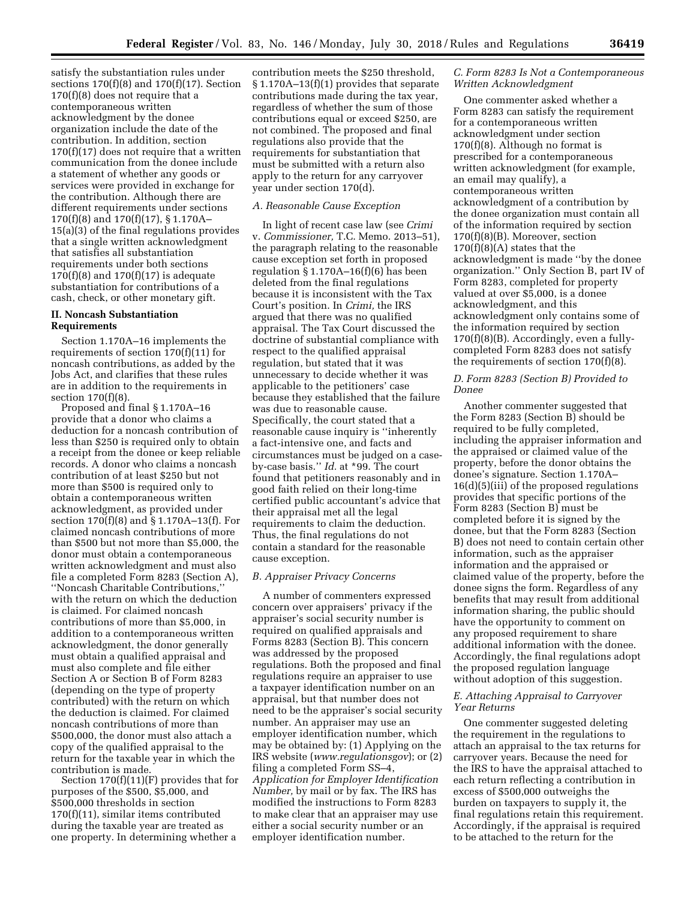satisfy the substantiation rules under sections 170(f)(8) and 170(f)(17). Section 170(f)(8) does not require that a contemporaneous written acknowledgment by the donee organization include the date of the contribution. In addition, section 170(f)(17) does not require that a written communication from the donee include a statement of whether any goods or services were provided in exchange for the contribution. Although there are different requirements under sections 170(f)(8) and 170(f)(17), § 1.170A–15(a)(3) of the final regulations provides that a single written acknowledgment that satisfies all substantiation requirements under both sections 170(f)(8) and 170(f)(17) is adequate substantiation for contributions of a cash, check, or other monetary gift.

## II. Noncash Substantiation Requirements

Section 1.170A–16 implements the requirements of section 170(f)(11) for noncash contributions, as added by the Jobs Act, and clarifies that these rules are in addition to the requirements in section 170(f)(8).

Proposed and final § 1.170A–16 provide that a donor who claims a deduction for a noncash contribution of less than $250 is required only to obtain a receipt from the donee or keep reliable records. A donor who claims a noncash contribution of at least $250 but not more than $500 is required only to obtain a contemporaneous written acknowledgment, as provided under section 170(f)(8) and § 1.170A–13(f). For claimed noncash contributions of more than $500 but not more than $5,000, the donor must obtain a contemporaneous written acknowledgment and must also file a completed Form 8283 (Section A), ''Noncash Charitable Contributions,'' with the return on which the deduction is claimed. For claimed noncash contributions of more than $5,000, in addition to a contemporaneous written acknowledgment, the donor generally must obtain a qualified appraisal and must also complete and file either Section A or Section B of Form 8283 (depending on the type of property contributed) with the return on which the deduction is claimed. For claimed noncash contributions of more than $500,000, the donor must also attach a copy of the qualified appraisal to the return for the taxable year in which the contribution is made.

Section 170(f)(11)(F) provides that for purposes of the $500, $5,000, and $500,000 thresholds in section 170(f)(11), similar items contributed during the taxable year are treated as one property. In determining whether a contribution meets the $250 threshold, § 1.170A–13(f)(1) provides that separate contributions made during the tax year, regardless of whether the sum of those contributions equal or exceed $250, are not combined. The proposed and final regulations also provide that the requirements for substantiation that must be submitted with a return also apply to the return for any carryover year under section 170(d).

### *A. Reasonable Cause Exception*

In light of recent case law (see *Crimi* v. *Commissioner,* T.C. Memo. 2013–51), the paragraph relating to the reasonable cause exception set forth in proposed regulation § 1.170A–16(f)(6) has been deleted from the final regulations because it is inconsistent with the Tax Court's position. In *Crimi,* the IRS argued that there was no qualified appraisal. The Tax Court discussed the doctrine of substantial compliance with respect to the qualified appraisal regulation, but stated that it was unnecessary to decide whether it was applicable to the petitioners' case because they established that the failure was due to reasonable cause. Specifically, the court stated that a reasonable cause inquiry is ''inherently a fact-intensive one, and facts and circumstances must be judged on a case-by-case basis.'' *Id.* at *99. The court found that petitioners reasonably and in good faith relied on their long-time certified public accountant's advice that their appraisal met all the legal requirements to claim the deduction. Thus, the final regulations do not contain a standard for the reasonable cause exception.

### *B. Appraiser Privacy Concerns*

A number of commenters expressed concern over appraisers' privacy if the appraiser's social security number is required on qualified appraisals and Forms 8283 (Section B). This concern was addressed by the proposed regulations. Both the proposed and final regulations require an appraiser to use a taxpayer identification number on an appraisal, but that number does not need to be the appraiser's social security number. An appraiser may use an employer identification number, which may be obtained by: (1) Applying on the IRS website (*www.regulationsgov*); or (2) filing a completed Form SS–4, *Application for Employer Identification Number,* by mail or by fax. The IRS has modified the instructions to Form 8283 to make clear that an appraiser may use either a social security number or an employer identification number.

### *C. Form 8283 Is Not a Contemporaneous Written Acknowledgment*

One commenter asked whether a Form 8283 can satisfy the requirement for a contemporaneous written acknowledgment under section 170(f)(8). Although no format is prescribed for a contemporaneous written acknowledgment (for example, an email may qualify), a contemporaneous written acknowledgment of a contribution by the donee organization must contain all of the information required by section 170(f)(8)(B). Moreover, section 170(f)(8)(A) states that the acknowledgment is made ''by the donee organization.'' Only Section B, part IV of Form 8283, completed for property valued at over $5,000, is a donee acknowledgment, and this acknowledgment only contains some of the information required by section 170(f)(8)(B). Accordingly, even a fully-completed Form 8283 does not satisfy the requirements of section 170(f)(8).

### *D. Form 8283 (Section B) Provided to Donee*

Another commenter suggested that the Form 8283 (Section B) should be required to be fully completed, including the appraiser information and the appraised or claimed value of the property, before the donor obtains the donee's signature. Section 1.170A–16(d)(5)(iii) of the proposed regulations provides that specific portions of the Form 8283 (Section B) must be completed before it is signed by the donee, but that the Form 8283 (Section B) does not need to contain certain other information, such as the appraiser information and the appraised or claimed value of the property, before the donee signs the form. Regardless of any benefits that may result from additional information sharing, the public should have the opportunity to comment on any proposed requirement to share additional information with the donee. Accordingly, the final regulations adopt the proposed regulation language without adoption of this suggestion.

### *E. Attaching Appraisal to Carryover Year Returns*

One commenter suggested deleting the requirement in the regulations to attach an appraisal to the tax returns for carryover years. Because the need for the IRS to have the appraisal attached to each return reflecting a contribution in excess of $500,000 outweighs the burden on taxpayers to supply it, the final regulations retain this requirement. Accordingly, if the appraisal is required to be attached to the return for the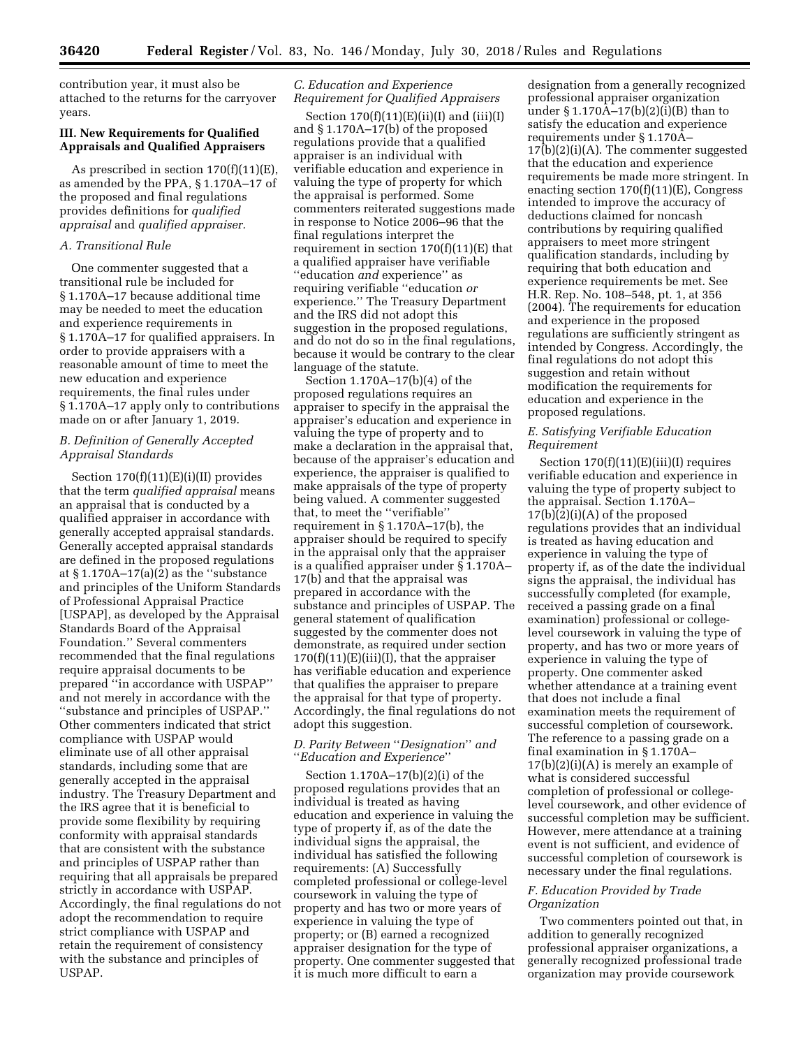contribution year, it must also be attached to the returns for the carryover years.

## III. New Requirements for Qualified Appraisals and Qualified Appraisers

As prescribed in section 170(f)(11)(E), as amended by the PPA, § 1.170A–17 of the proposed and final regulations provides definitions for *qualified appraisal* and *qualified appraiser.*

### A. Transitional Rule

One commenter suggested that a transitional rule be included for § 1.170A–17 because additional time may be needed to meet the education and experience requirements in § 1.170A–17 for qualified appraisers. In order to provide appraisers with a reasonable amount of time to meet the new education and experience requirements, the final rules under § 1.170A–17 apply only to contributions made on or after January 1, 2019.

### B. Definition of Generally Accepted Appraisal Standards

Section 170(f)(11)(E)(i)(II) provides that the term *qualified appraisal* means an appraisal that is conducted by a qualified appraiser in accordance with generally accepted appraisal standards. Generally accepted appraisal standards are defined in the proposed regulations at § 1.170A–17(a)(2) as the ''substance and principles of the Uniform Standards of Professional Appraisal Practice [USPAP], as developed by the Appraisal Standards Board of the Appraisal Foundation.'' Several commenters recommended that the final regulations require appraisal documents to be prepared ''in accordance with USPAP'' and not merely in accordance with the ''substance and principles of USPAP.'' Other commenters indicated that strict compliance with USPAP would eliminate use of all other appraisal standards, including some that are generally accepted in the appraisal industry. The Treasury Department and the IRS agree that it is beneficial to provide some flexibility by requiring conformity with appraisal standards that are consistent with the substance and principles of USPAP rather than requiring that all appraisals be prepared strictly in accordance with USPAP. Accordingly, the final regulations do not adopt the recommendation to require strict compliance with USPAP and retain the requirement of consistency with the substance and principles of USPAP.

### C. Education and Experience Requirement for Qualified Appraisers

Section 170(f)(11)(E)(ii)(I) and (iii)(I) and § 1.170A–17(b) of the proposed regulations provide that a qualified appraiser is an individual with verifiable education and experience in valuing the type of property for which the appraisal is performed. Some commenters reiterated suggestions made in response to Notice 2006–96 that the final regulations interpret the requirement in section 170(f)(11)(E) that a qualified appraiser have verifiable ''education *and* experience'' as requiring verifiable ''education *or* experience.'' The Treasury Department and the IRS did not adopt this suggestion in the proposed regulations, and do not do so in the final regulations, because it would be contrary to the clear language of the statute.

Section 1.170A–17(b)(4) of the proposed regulations requires an appraiser to specify in the appraisal the appraiser's education and experience in valuing the type of property and to make a declaration in the appraisal that, because of the appraiser's education and experience, the appraiser is qualified to make appraisals of the type of property being valued. A commenter suggested that, to meet the ''verifiable'' requirement in § 1.170A–17(b), the appraiser should be required to specify in the appraisal only that the appraiser is a qualified appraiser under § 1.170A–17(b) and that the appraisal was prepared in accordance with the substance and principles of USPAP. The general statement of qualification suggested by the commenter does not demonstrate, as required under section 170(f)(11)(E)(iii)(I), that the appraiser has verifiable education and experience that qualifies the appraiser to prepare the appraisal for that type of property. Accordingly, the final regulations do not adopt this suggestion.

### D. Parity Between ''Designation'' and ''Education and Experience''

Section 1.170A–17(b)(2)(i) of the proposed regulations provides that an individual is treated as having education and experience in valuing the type of property if, as of the date the individual signs the appraisal, the individual has satisfied the following requirements: (A) Successfully completed professional or college-level coursework in valuing the type of property and has two or more years of experience in valuing the type of property; or (B) earned a recognized appraiser designation for the type of property. One commenter suggested that it is much more difficult to earn a designation from a generally recognized professional appraiser organization under § 1.170A–17(b)(2)(i)(B) than to satisfy the education and experience requirements under § 1.170A–17(b)(2)(i)(A). The commenter suggested that the education and experience requirements be made more stringent. In enacting section 170(f)(11)(E), Congress intended to improve the accuracy of deductions claimed for noncash contributions by requiring qualified appraisers to meet more stringent qualification standards, including by requiring that both education and experience requirements be met. See H.R. Rep. No. 108–548, pt. 1, at 356 (2004). The requirements for education and experience in the proposed regulations are sufficiently stringent as intended by Congress. Accordingly, the final regulations do not adopt this suggestion and retain without modification the requirements for education and experience in the proposed regulations.

### E. Satisfying Verifiable Education Requirement

Section 170(f)(11)(E)(iii)(I) requires verifiable education and experience in valuing the type of property subject to the appraisal. Section 1.170A–17(b)(2)(i)(A) of the proposed regulations provides that an individual is treated as having education and experience in valuing the type of property if, as of the date the individual signs the appraisal, the individual has successfully completed (for example, received a passing grade on a final examination) professional or college-level coursework in valuing the type of property, and has two or more years of experience in valuing the type of property. One commenter asked whether attendance at a training event that does not include a final examination meets the requirement of successful completion of coursework. The reference to a passing grade on a final examination in § 1.170A–17(b)(2)(i)(A) is merely an example of what is considered successful completion of professional or college-level coursework, and other evidence of successful completion may be sufficient. However, mere attendance at a training event is not sufficient, and evidence of successful completion of coursework is necessary under the final regulations.

### F. Education Provided by Trade Organization

Two commenters pointed out that, in addition to generally recognized professional appraiser organizations, a generally recognized professional trade organization may provide coursework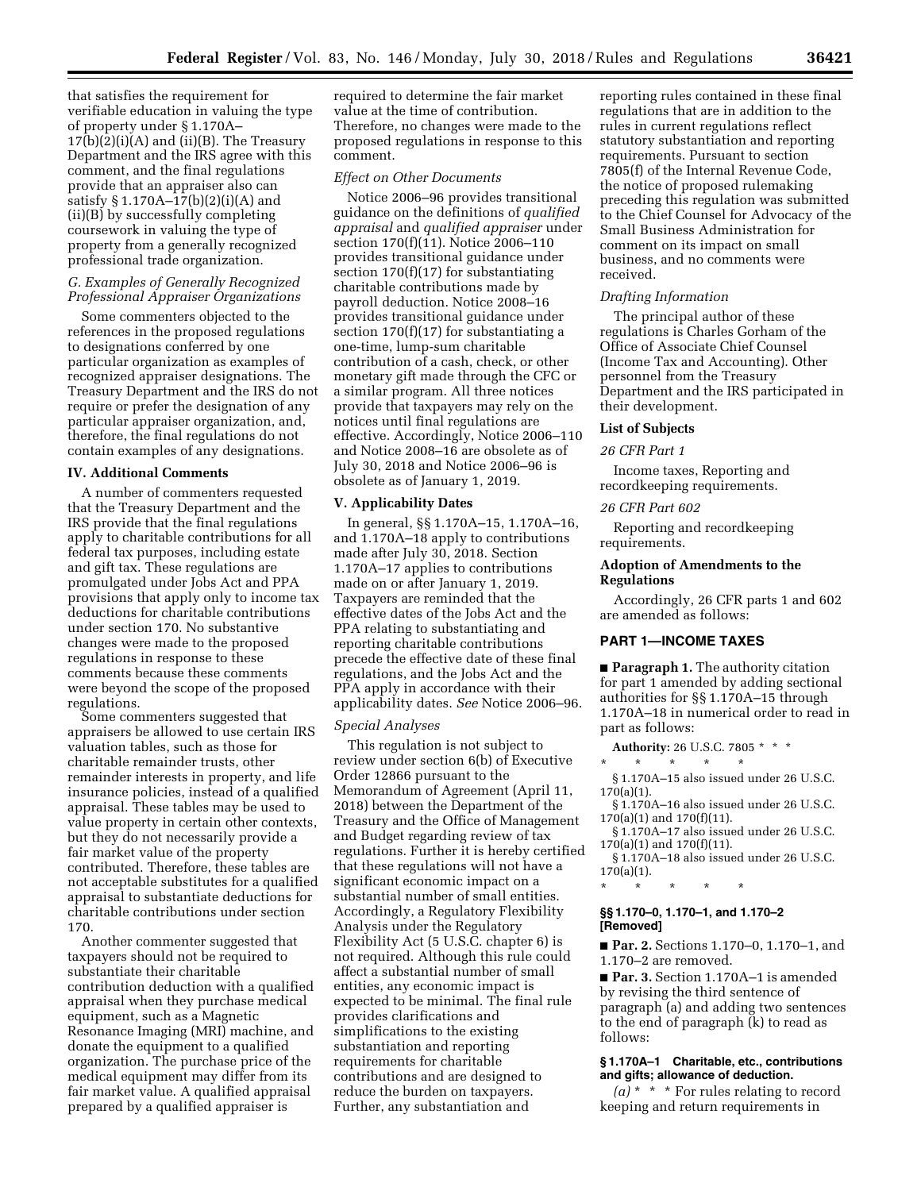that satisfies the requirement for verifiable education in valuing the type of property under § 1.170A–17(b)(2)(i)(A) and (ii)(B). The Treasury Department and the IRS agree with this comment, and the final regulations provide that an appraiser also can satisfy § 1.170A–17(b)(2)(i)(A) and (ii)(B) by successfully completing coursework in valuing the type of property from a generally recognized professional trade organization.

### G. Examples of Generally Recognized Professional Appraiser Organizations

Some commenters objected to the references in the proposed regulations to designations conferred by one particular organization as examples of recognized appraiser designations. The Treasury Department and the IRS do not require or prefer the designation of any particular appraiser organization, and, therefore, the final regulations do not contain examples of any designations.

## IV. Additional Comments

A number of commenters requested that the Treasury Department and the IRS provide that the final regulations apply to charitable contributions for all federal tax purposes, including estate and gift tax. These regulations are promulgated under Jobs Act and PPA provisions that apply only to income tax deductions for charitable contributions under section 170. No substantive changes were made to the proposed regulations in response to these comments because these comments were beyond the scope of the proposed regulations.

Some commenters suggested that appraisers be allowed to use certain IRS valuation tables, such as those for charitable remainder trusts, other remainder interests in property, and life insurance policies, instead of a qualified appraisal. These tables may be used to value property in certain other contexts, but they do not necessarily provide a fair market value of the property contributed. Therefore, these tables are not acceptable substitutes for a qualified appraisal to substantiate deductions for charitable contributions under section 170.

Another commenter suggested that taxpayers should not be required to substantiate their charitable contribution deduction with a qualified appraisal when they purchase medical equipment, such as a Magnetic Resonance Imaging (MRI) machine, and donate the equipment to a qualified organization. The purchase price of the medical equipment may differ from its fair market value. A qualified appraisal prepared by a qualified appraiser is required to determine the fair market value at the time of contribution. Therefore, no changes were made to the proposed regulations in response to this comment.

### Effect on Other Documents

Notice 2006–96 provides transitional guidance on the definitions of *qualified appraisal* and *qualified appraiser* under section 170(f)(11). Notice 2006–110 provides transitional guidance under section 170(f)(17) for substantiating charitable contributions made by payroll deduction. Notice 2008–16 provides transitional guidance under section 170(f)(17) for substantiating a one-time, lump-sum charitable contribution of a cash, check, or other monetary gift made through the CFC or a similar program. All three notices provide that taxpayers may rely on the notices until final regulations are effective. Accordingly, Notice 2006–110 and Notice 2008–16 are obsolete as of July 30, 2018 and Notice 2006–96 is obsolete as of January 1, 2019.

## V. Applicability Dates

In general, §§ 1.170A–15, 1.170A–16, and 1.170A–18 apply to contributions made after July 30, 2018. Section 1.170A–17 applies to contributions made on or after January 1, 2019. Taxpayers are reminded that the effective dates of the Jobs Act and the PPA relating to substantiating and reporting charitable contributions precede the effective date of these final regulations, and the Jobs Act and the PPA apply in accordance with their applicability dates. *See* Notice 2006–96.

### Special Analyses

This regulation is not subject to review under section 6(b) of Executive Order 12866 pursuant to the Memorandum of Agreement (April 11, 2018) between the Department of the Treasury and the Office of Management and Budget regarding review of tax regulations. Further it is hereby certified that these regulations will not have a significant economic impact on a substantial number of small entities. Accordingly, a Regulatory Flexibility Analysis under the Regulatory Flexibility Act (5 U.S.C. chapter 6) is not required. Although this rule could affect a substantial number of small entities, any economic impact is expected to be minimal. The final rule provides clarifications and simplifications to the existing substantiation and reporting requirements for charitable contributions and are designed to reduce the burden on taxpayers. Further, any substantiation and reporting rules contained in these final regulations that are in addition to the rules in current regulations reflect statutory substantiation and reporting requirements. Pursuant to section 7805(f) of the Internal Revenue Code, the notice of proposed rulemaking preceding this regulation was submitted to the Chief Counsel for Advocacy of the Small Business Administration for comment on its impact on small business, and no comments were received.

### Drafting Information

The principal author of these regulations is Charles Gorham of the Office of Associate Chief Counsel (Income Tax and Accounting). Other personnel from the Treasury Department and the IRS participated in their development.

## List of Subjects

### 26 CFR Part 1

Income taxes, Reporting and recordkeeping requirements.

### 26 CFR Part 602

Reporting and recordkeeping requirements.

## Adoption of Amendments to the Regulations

Accordingly, 26 CFR parts 1 and 602 are amended as follows:

## PART 1—INCOME TAXES

■ **Paragraph 1.** The authority citation for part 1 amended by adding sectional authorities for §§ 1.170A–15 through 1.170A–18 in numerical order to read in part as follows:

**Authority:** 26 U.S.C. 7805 * * *

\* \* \* \* \*

§ 1.170A–15 also issued under 26 U.S.C. 170(a)(1).

§ 1.170A–16 also issued under 26 U.S.C. 170(a)(1) and 170(f)(11).

§ 1.170A–17 also issued under 26 U.S.C. 170(a)(1) and 170(f)(11).

§ 1.170A–18 also issued under 26 U.S.C. 170(a)(1).

\* \* \* \* \*

### §§ 1.170–0, 1.170–1, and 1.170–2 [Removed]

■ **Par. 2.** Sections 1.170–0, 1.170–1, and 1.170–2 are removed.

■ **Par. 3.** Section 1.170A–1 is amended by revising the third sentence of paragraph (a) and adding two sentences to the end of paragraph (k) to read as follows:

### § 1.170A–1 Charitable, etc., contributions and gifts; allowance of deduction.

*(a)* * * * For rules relating to record keeping and return requirements in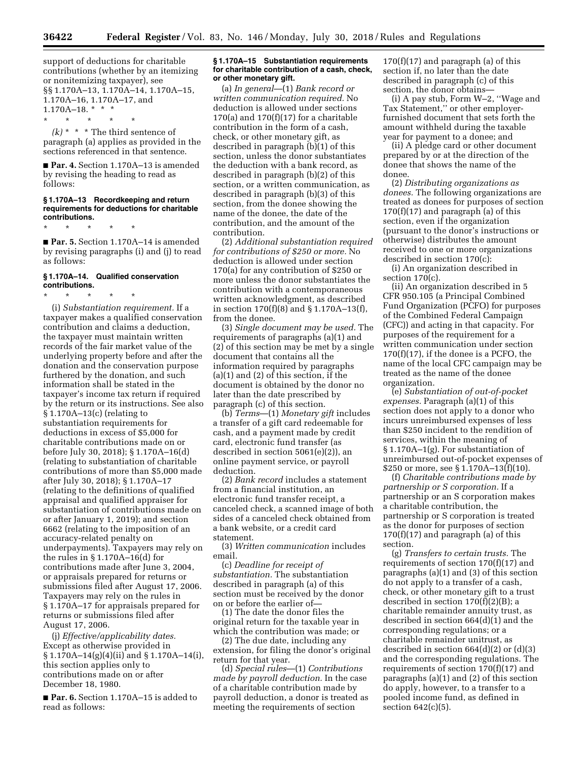support of deductions for charitable contributions (whether by an itemizing or nonitemizing taxpayer), see §§ 1.170A–13, 1.170A–14, 1.170A–15, 1.170A–16, 1.170A–17, and 1.170A–18. * * *

\* \* \* \* \*

*(k)* * * * The third sentence of paragraph (a) applies as provided in the sections referenced in that sentence.

■ **Par. 4.** Section 1.170A–13 is amended by revising the heading to read as follows:

#### § 1.170A–13 Recordkeeping and return requirements for deductions for charitable contributions.

\* \* \* \* \*

■ **Par. 5.** Section 1.170A–14 is amended by revising paragraphs (i) and (j) to read as follows:

#### § 1.170A–14. Qualified conservation contributions.

\* \* \* \* \*

(i) *Substantiation requirement.* If a taxpayer makes a qualified conservation contribution and claims a deduction, the taxpayer must maintain written records of the fair market value of the underlying property before and after the donation and the conservation purpose furthered by the donation, and such information shall be stated in the taxpayer's income tax return if required by the return or its instructions. See also § 1.170A–13(c) (relating to substantiation requirements for deductions in excess of $5,000 for charitable contributions made on or before July 30, 2018); § 1.170A–16(d) (relating to substantiation of charitable contributions of more than $5,000 made after July 30, 2018); § 1.170A–17 (relating to the definitions of qualified appraisal and qualified appraiser for substantiation of contributions made on or after January 1, 2019); and section 6662 (relating to the imposition of an accuracy-related penalty on underpayments). Taxpayers may rely on the rules in § 1.170A–16(d) for contributions made after June 3, 2004, or appraisals prepared for returns or submissions filed after August 17, 2006. Taxpayers may rely on the rules in § 1.170A–17 for appraisals prepared for returns or submissions filed after August 17, 2006.

(j) *Effective/applicability dates.* Except as otherwise provided in § 1.170A–14(g)(4)(ii) and § 1.170A–14(i), this section applies only to contributions made on or after December 18, 1980.

■ **Par. 6.** Section 1.170A–15 is added to read as follows:

#### § 1.170A–15 Substantiation requirements for charitable contribution of a cash, check, or other monetary gift.

(a) *In general*—(1) *Bank record or written communication required.* No deduction is allowed under sections 170(a) and 170(f)(17) for a charitable contribution in the form of a cash, check, or other monetary gift, as described in paragraph (b)(1) of this section, unless the donor substantiates the deduction with a bank record, as described in paragraph (b)(2) of this section, or a written communication, as described in paragraph (b)(3) of this section, from the donee showing the name of the donee, the date of the contribution, and the amount of the contribution.

(2) *Additional substantiation required for contributions of $250 or more.* No deduction is allowed under section 170(a) for any contribution of $250 or more unless the donor substantiates the contribution with a contemporaneous written acknowledgment, as described in section 170(f)(8) and § 1.170A–13(f), from the donee.

(3) *Single document may be used.* The requirements of paragraphs (a)(1) and (2) of this section may be met by a single document that contains all the information required by paragraphs (a)(1) and (2) of this section, if the document is obtained by the donor no later than the date prescribed by paragraph (c) of this section.

(b) *Terms*—(1) *Monetary gift* includes a transfer of a gift card redeemable for cash, and a payment made by credit card, electronic fund transfer (as described in section 5061(e)(2)), an online payment service, or payroll deduction.

(2) *Bank record* includes a statement from a financial institution, an electronic fund transfer receipt, a canceled check, a scanned image of both sides of a canceled check obtained from a bank website, or a credit card statement.

(3) *Written communication* includes email.

(c) *Deadline for receipt of substantiation.* The substantiation described in paragraph (a) of this section must be received by the donor on or before the earlier of—

(1) The date the donor files the original return for the taxable year in which the contribution was made; or

(2) The due date, including any extension, for filing the donor's original return for that year.

(d) *Special rules*—(1) *Contributions made by payroll deduction.* In the case of a charitable contribution made by payroll deduction, a donor is treated as meeting the requirements of section 170(f)(17) and paragraph (a) of this section if, no later than the date described in paragraph (c) of this section, the donor obtains—

(i) A pay stub, Form W–2, "Wage and Tax Statement," or other employer-furnished document that sets forth the amount withheld during the taxable year for payment to a donee; and

(ii) A pledge card or other document prepared by or at the direction of the donee that shows the name of the donee.

(2) *Distributing organizations as donees.* The following organizations are treated as donees for purposes of section 170(f)(17) and paragraph (a) of this section, even if the organization (pursuant to the donor's instructions or otherwise) distributes the amount received to one or more organizations described in section 170(c):

(i) An organization described in section 170(c).

(ii) An organization described in 5 CFR 950.105 (a Principal Combined Fund Organization (PCFO) for purposes of the Combined Federal Campaign (CFC)) and acting in that capacity. For purposes of the requirement for a written communication under section 170(f)(17), if the donee is a PCFO, the name of the local CFC campaign may be treated as the name of the donee organization.

(e) *Substantiation of out-of-pocket expenses.* Paragraph (a)(1) of this section does not apply to a donor who incurs unreimbursed expenses of less than $250 incident to the rendition of services, within the meaning of § 1.170A–1(g). For substantiation of unreimbursed out-of-pocket expenses of $250 or more, see § 1.170A–13(f)(10).

(f) *Charitable contributions made by partnership or S corporation.* If a partnership or an S corporation makes a charitable contribution, the partnership or S corporation is treated as the donor for purposes of section 170(f)(17) and paragraph (a) of this section.

(g) *Transfers to certain trusts.* The requirements of section 170(f)(17) and paragraphs (a)(1) and (3) of this section do not apply to a transfer of a cash, check, or other monetary gift to a trust described in section 170(f)(2)(B); a charitable remainder annuity trust, as described in section 664(d)(1) and the corresponding regulations; or a charitable remainder unitrust, as described in section 664(d)(2) or (d)(3) and the corresponding regulations. The requirements of section 170(f)(17) and paragraphs (a)(1) and (2) of this section do apply, however, to a transfer to a pooled income fund, as defined in section 642(c)(5).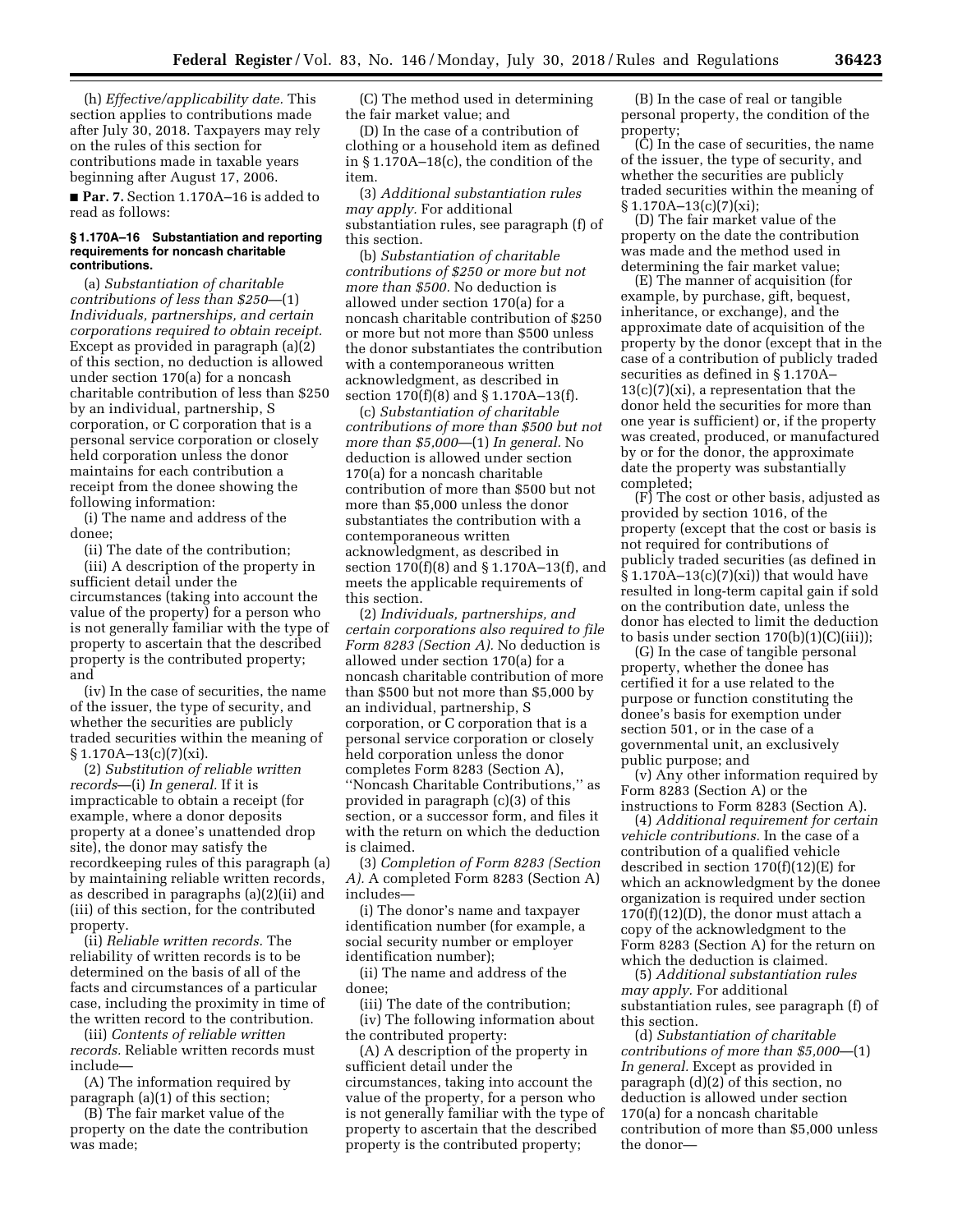(h) *Effective/applicability date.* This section applies to contributions made after July 30, 2018. Taxpayers may rely on the rules of this section for contributions made in taxable years beginning after August 17, 2006.

■ **Par. 7.** Section 1.170A–16 is added to read as follows:

#### § 1.170A–16 Substantiation and reporting requirements for noncash charitable contributions.

(a) *Substantiation of charitable contributions of less than $250*—(1) *Individuals, partnerships, and certain corporations required to obtain receipt.* Except as provided in paragraph (a)(2) of this section, no deduction is allowed under section 170(a) for a noncash charitable contribution of less than $250 by an individual, partnership, S corporation, or C corporation that is a personal service corporation or closely held corporation unless the donor maintains for each contribution a receipt from the donee showing the following information:

(i) The name and address of the donee;

(ii) The date of the contribution;

(iii) A description of the property in sufficient detail under the circumstances (taking into account the value of the property) for a person who is not generally familiar with the type of property to ascertain that the described property is the contributed property; and

(iv) In the case of securities, the name of the issuer, the type of security, and whether the securities are publicly traded securities within the meaning of § 1.170A–13(c)(7)(xi).

(2) *Substitution of reliable written records*—(i) *In general.* If it is impracticable to obtain a receipt (for example, where a donor deposits property at a donee's unattended drop site), the donor may satisfy the recordkeeping rules of this paragraph (a) by maintaining reliable written records, as described in paragraphs (a)(2)(ii) and (iii) of this section, for the contributed property.

(ii) *Reliable written records.* The reliability of written records is to be determined on the basis of all of the facts and circumstances of a particular case, including the proximity in time of the written record to the contribution.

(iii) *Contents of reliable written records.* Reliable written records must include—

(A) The information required by paragraph (a)(1) of this section;

(B) The fair market value of the property on the date the contribution was made;

(C) The method used in determining the fair market value; and

(D) In the case of a contribution of clothing or a household item as defined in § 1.170A–18(c), the condition of the item.

(3) *Additional substantiation rules may apply.* For additional substantiation rules, see paragraph (f) of this section.

(b) *Substantiation of charitable contributions of $250 or more but not more than $500.* No deduction is allowed under section 170(a) for a noncash charitable contribution of $250 or more but not more than $500 unless the donor substantiates the contribution with a contemporaneous written acknowledgment, as described in section 170(f)(8) and § 1.170A–13(f).

(c) *Substantiation of charitable contributions of more than $500 but not more than $5,000*—(1) *In general.* No deduction is allowed under section 170(a) for a noncash charitable contribution of more than $500 but not more than $5,000 unless the donor substantiates the contribution with a contemporaneous written acknowledgment, as described in section 170(f)(8) and § 1.170A–13(f), and meets the applicable requirements of this section.

(2) *Individuals, partnerships, and certain corporations also required to file Form 8283 (Section A).* No deduction is allowed under section 170(a) for a noncash charitable contribution of more than $500 but not more than $5,000 by an individual, partnership, S corporation, or C corporation that is a personal service corporation or closely held corporation unless the donor completes Form 8283 (Section A), ''Noncash Charitable Contributions,'' as provided in paragraph (c)(3) of this section, or a successor form, and files it with the return on which the deduction is claimed.

(3) *Completion of Form 8283 (Section A).* A completed Form 8283 (Section A) includes—

(i) The donor's name and taxpayer identification number (for example, a social security number or employer identification number);

(ii) The name and address of the donee;

(iii) The date of the contribution;

(iv) The following information about the contributed property:

(A) A description of the property in sufficient detail under the circumstances, taking into account the value of the property, for a person who is not generally familiar with the type of property to ascertain that the described property is the contributed property;

(B) In the case of real or tangible personal property, the condition of the property;

(C) In the case of securities, the name of the issuer, the type of security, and whether the securities are publicly traded securities within the meaning of § 1.170A–13(c)(7)(xi);

(D) The fair market value of the property on the date the contribution was made and the method used in determining the fair market value;

(E) The manner of acquisition (for example, by purchase, gift, bequest, inheritance, or exchange), and the approximate date of acquisition of the property by the donor (except that in the case of a contribution of publicly traded securities as defined in § 1.170A–13(c)(7)(xi), a representation that the donor held the securities for more than one year is sufficient) or, if the property was created, produced, or manufactured by or for the donor, the approximate date the property was substantially completed;

(F) The cost or other basis, adjusted as provided by section 1016, of the property (except that the cost or basis is not required for contributions of publicly traded securities (as defined in § 1.170A–13(c)(7)(xi)) that would have resulted in long-term capital gain if sold on the contribution date, unless the donor has elected to limit the deduction to basis under section 170(b)(1)(C)(iii));

(G) In the case of tangible personal property, whether the donee has certified it for a use related to the purpose or function constituting the donee's basis for exemption under section 501, or in the case of a governmental unit, an exclusively public purpose; and

(v) Any other information required by Form 8283 (Section A) or the instructions to Form 8283 (Section A).

(4) *Additional requirement for certain vehicle contributions.* In the case of a contribution of a qualified vehicle described in section 170(f)(12)(E) for which an acknowledgment by the donee organization is required under section 170(f)(12)(D), the donor must attach a copy of the acknowledgment to the Form 8283 (Section A) for the return on which the deduction is claimed.

(5) *Additional substantiation rules may apply.* For additional substantiation rules, see paragraph (f) of this section.

(d) *Substantiation of charitable contributions of more than $5,000*—(1) *In general.* Except as provided in paragraph (d)(2) of this section, no deduction is allowed under section 170(a) for a noncash charitable contribution of more than $5,000 unless the donor—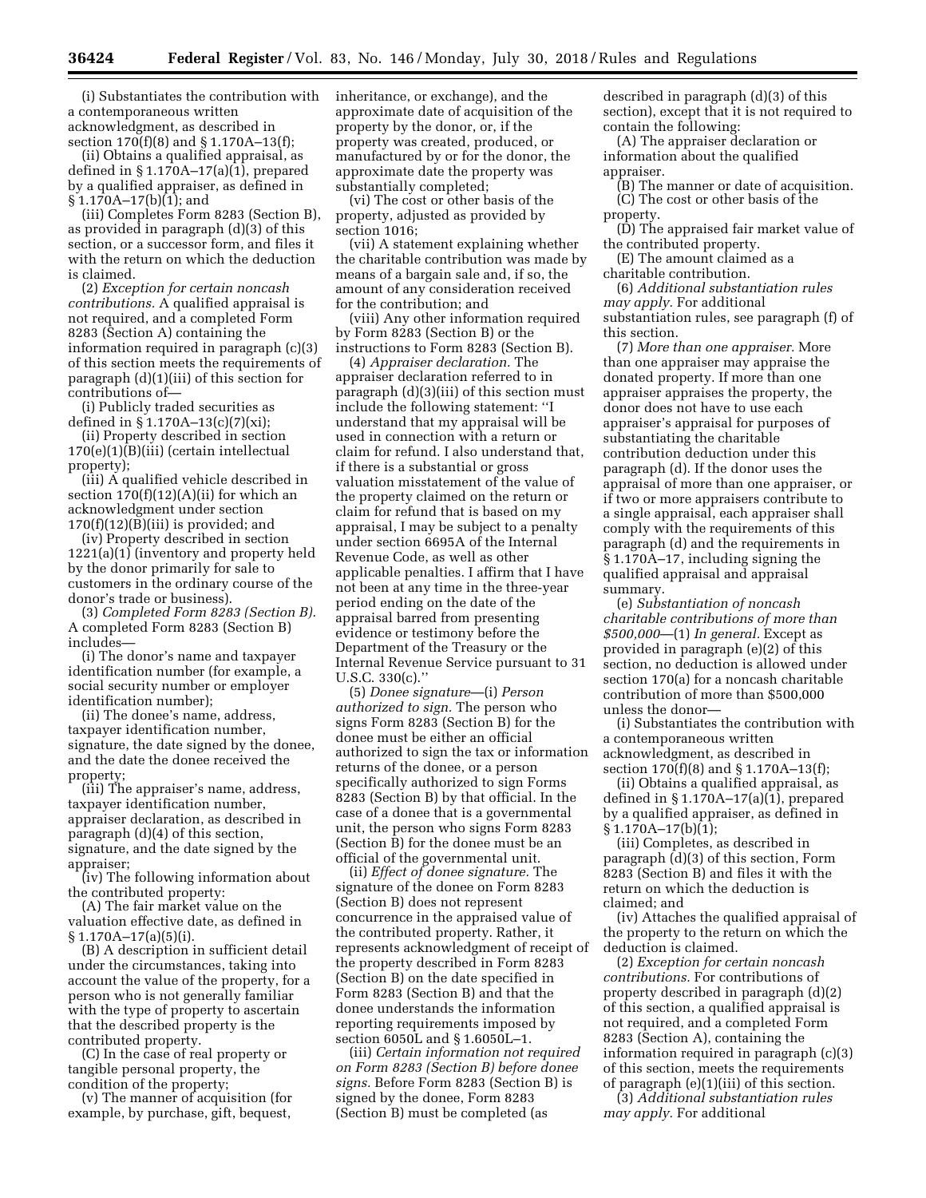(i) Substantiates the contribution with a contemporaneous written acknowledgment, as described in section 170(f)(8) and § 1.170A–13(f);

(ii) Obtains a qualified appraisal, as defined in § 1.170A–17(a)(1), prepared by a qualified appraiser, as defined in § 1.170A–17(b)(1); and

(iii) Completes Form 8283 (Section B), as provided in paragraph (d)(3) of this section, or a successor form, and files it with the return on which the deduction is claimed.

(2) *Exception for certain noncash contributions.* A qualified appraisal is not required, and a completed Form 8283 (Section A) containing the information required in paragraph (c)(3) of this section meets the requirements of paragraph (d)(1)(iii) of this section for contributions of—

(i) Publicly traded securities as defined in § 1.170A–13(c)(7)(xi);

(ii) Property described in section 170(e)(1)(B)(iii) (certain intellectual property);

(iii) A qualified vehicle described in section 170(f)(12)(A)(ii) for which an acknowledgment under section 170(f)(12)(B)(iii) is provided; and

(iv) Property described in section 1221(a)(1) (inventory and property held by the donor primarily for sale to customers in the ordinary course of the donor's trade or business).

(3) *Completed Form 8283 (Section B).* A completed Form 8283 (Section B) includes—

(i) The donor's name and taxpayer identification number (for example, a social security number or employer identification number);

(ii) The donee's name, address, taxpayer identification number, signature, the date signed by the donee, and the date the donee received the property;

(iii) The appraiser's name, address, taxpayer identification number, appraiser declaration, as described in paragraph (d)(4) of this section, signature, and the date signed by the appraiser;

(iv) The following information about the contributed property:

(A) The fair market value on the valuation effective date, as defined in § 1.170A–17(a)(5)(i).

(B) A description in sufficient detail under the circumstances, taking into account the value of the property, for a person who is not generally familiar with the type of property to ascertain that the described property is the contributed property.

(C) In the case of real property or tangible personal property, the condition of the property;

(v) The manner of acquisition (for example, by purchase, gift, bequest, inheritance, or exchange), and the approximate date of acquisition of the property by the donor, or, if the property was created, produced, or manufactured by or for the donor, the approximate date the property was substantially completed;

(vi) The cost or other basis of the property, adjusted as provided by section 1016;

(vii) A statement explaining whether the charitable contribution was made by means of a bargain sale and, if so, the amount of any consideration received for the contribution; and

(viii) Any other information required by Form 8283 (Section B) or the instructions to Form 8283 (Section B).

(4) *Appraiser declaration.* The appraiser declaration referred to in paragraph (d)(3)(iii) of this section must include the following statement: ''I understand that my appraisal will be used in connection with a return or claim for refund. I also understand that, if there is a substantial or gross valuation misstatement of the value of the property claimed on the return or claim for refund that is based on my appraisal, I may be subject to a penalty under section 6695A of the Internal Revenue Code, as well as other applicable penalties. I affirm that I have not been at any time in the three-year period ending on the date of the appraisal barred from presenting evidence or testimony before the Department of the Treasury or the Internal Revenue Service pursuant to 31 U.S.C. 330(c).''

(5) *Donee signature*—(i) *Person authorized to sign.* The person who signs Form 8283 (Section B) for the donee must be either an official authorized to sign the tax or information returns of the donee, or a person specifically authorized to sign Forms 8283 (Section B) by that official. In the case of a donee that is a governmental unit, the person who signs Form 8283 (Section B) for the donee must be an official of the governmental unit.

(ii) *Effect of donee signature.* The signature of the donee on Form 8283 (Section B) does not represent concurrence in the appraised value of the contributed property. Rather, it represents acknowledgment of receipt of the property described in Form 8283 (Section B) on the date specified in Form 8283 (Section B) and that the donee understands the information reporting requirements imposed by section 6050L and § 1.6050L–1.

(iii) *Certain information not required on Form 8283 (Section B) before donee signs.* Before Form 8283 (Section B) is signed by the donee, Form 8283 (Section B) must be completed (as described in paragraph (d)(3) of this section), except that it is not required to contain the following:

(A) The appraiser declaration or information about the qualified appraiser.

(B) The manner or date of acquisition.

(C) The cost or other basis of the property.

(D) The appraised fair market value of the contributed property.

(E) The amount claimed as a charitable contribution.

(6) *Additional substantiation rules may apply.* For additional substantiation rules, see paragraph (f) of this section.

(7) *More than one appraiser.* More than one appraiser may appraise the donated property. If more than one appraiser appraises the property, the donor does not have to use each appraiser's appraisal for purposes of substantiating the charitable contribution deduction under this paragraph (d). If the donor uses the appraisal of more than one appraiser, or if two or more appraisers contribute to a single appraisal, each appraiser shall comply with the requirements of this paragraph (d) and the requirements in § 1.170A–17, including signing the qualified appraisal and appraisal summary.

(e) *Substantiation of noncash charitable contributions of more than $500,000*—(1) *In general.* Except as provided in paragraph (e)(2) of this section, no deduction is allowed under section 170(a) for a noncash charitable contribution of more than $500,000 unless the donor—

(i) Substantiates the contribution with a contemporaneous written acknowledgment, as described in section 170(f)(8) and § 1.170A–13(f);

(ii) Obtains a qualified appraisal, as defined in § 1.170A–17(a)(1), prepared by a qualified appraiser, as defined in § 1.170A–17(b)(1);

(iii) Completes, as described in paragraph (d)(3) of this section, Form 8283 (Section B) and files it with the return on which the deduction is claimed; and

(iv) Attaches the qualified appraisal of the property to the return on which the deduction is claimed.

(2) *Exception for certain noncash contributions.* For contributions of property described in paragraph (d)(2) of this section, a qualified appraisal is not required, and a completed Form 8283 (Section A), containing the information required in paragraph (c)(3) of this section, meets the requirements of paragraph (e)(1)(iii) of this section.

(3) *Additional substantiation rules may apply.* For additional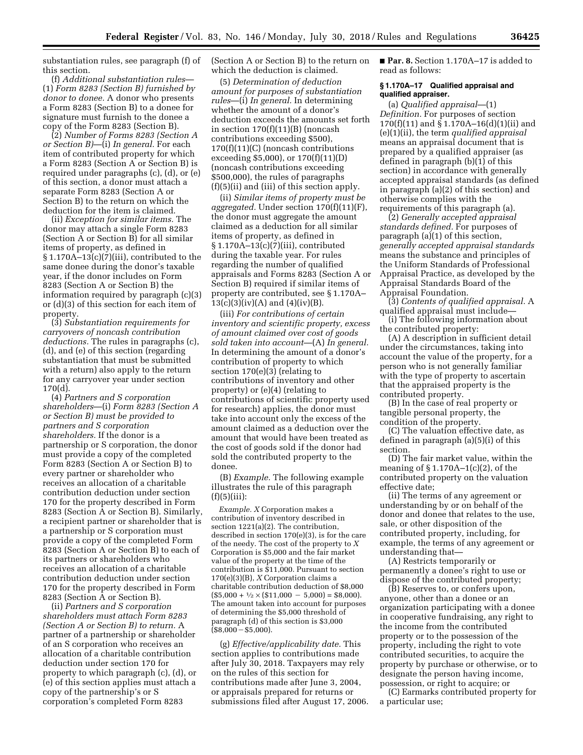substantiation rules, see paragraph (f) of this section.

(f) *Additional substantiation rules*—(1) *Form 8283 (Section B) furnished by donor to donee.* A donor who presents a Form 8283 (Section B) to a donee for signature must furnish to the donee a copy of the Form 8283 (Section B).

(2) *Number of Forms 8283 (Section A or Section B)*—(i) *In general.* For each item of contributed property for which a Form 8283 (Section A or Section B) is required under paragraphs (c), (d), or (e) of this section, a donor must attach a separate Form 8283 (Section A or Section B) to the return on which the deduction for the item is claimed.

(ii) *Exception for similar items.* The donor may attach a single Form 8283 (Section A or Section B) for all similar items of property, as defined in § 1.170A–13(c)(7)(iii), contributed to the same donee during the donor's taxable year, if the donor includes on Form 8283 (Section A or Section B) the information required by paragraph (c)(3) or (d)(3) of this section for each item of property.

(3) *Substantiation requirements for carryovers of noncash contribution deductions.* The rules in paragraphs (c), (d), and (e) of this section (regarding substantiation that must be submitted with a return) also apply to the return for any carryover year under section 170(d).

(4) *Partners and S corporation shareholders*—(i) *Form 8283 (Section A or Section B) must be provided to partners and S corporation shareholders.* If the donor is a partnership or S corporation, the donor must provide a copy of the completed Form 8283 (Section A or Section B) to every partner or shareholder who receives an allocation of a charitable contribution deduction under section 170 for the property described in Form 8283 (Section A or Section B). Similarly, a recipient partner or shareholder that is a partnership or S corporation must provide a copy of the completed Form 8283 (Section A or Section B) to each of its partners or shareholders who receives an allocation of a charitable contribution deduction under section 170 for the property described in Form 8283 (Section A or Section B).

(ii) *Partners and S corporation shareholders must attach Form 8283 (Section A or Section B) to return.* A partner of a partnership or shareholder of an S corporation who receives an allocation of a charitable contribution deduction under section 170 for property to which paragraph (c), (d), or (e) of this section applies must attach a copy of the partnership's or S corporation's completed Form 8283 (Section A or Section B) to the return on which the deduction is claimed.

(5) *Determination of deduction amount for purposes of substantiation rules*—(i) *In general.* In determining whether the amount of a donor's deduction exceeds the amounts set forth in section 170(f)(11)(B) (noncash contributions exceeding $500), 170(f)(11)(C) (noncash contributions exceeding $5,000), or 170(f)(11)(D) (noncash contributions exceeding $500,000), the rules of paragraphs (f)(5)(ii) and (iii) of this section apply.

(ii) *Similar items of property must be aggregated.* Under section 170(f)(11)(F), the donor must aggregate the amount claimed as a deduction for all similar items of property, as defined in § 1.170A–13(c)(7)(iii), contributed during the taxable year. For rules regarding the number of qualified appraisals and Forms 8283 (Section A or Section B) required if similar items of property are contributed, see § 1.170A–13(c)(3)(iv)(A) and (4)(iv)(B).

(iii) *For contributions of certain inventory and scientific property, excess of amount claimed over cost of goods sold taken into account*—(A) *In general.* In determining the amount of a donor's contribution of property to which section 170(e)(3) (relating to contributions of inventory and other property) or (e)(4) (relating to contributions of scientific property used for research) applies, the donor must take into account only the excess of the amount claimed as a deduction over the amount that would have been treated as the cost of goods sold if the donor had sold the contributed property to the donee.

(B) *Example.* The following example illustrates the rule of this paragraph (f)(5)(iii):

*Example. X* Corporation makes a contribution of inventory described in section 1221(a)(2). The contribution, described in section 170(e)(3), is for the care of the needy. The cost of the property to *X* Corporation is $5,000 and the fair market value of the property at the time of the contribution is $11,000. Pursuant to section 170(e)(3)(B), *X* Corporation claims a charitable contribution deduction of $8,000 ($\$5{,}000 + \frac{1}{2} \times (\$11{,}000 - 5{,}000) = \$8{,}000$). The amount taken into account for purposes of determining the $5,000 threshold of paragraph (d) of this section is $3,000 ($\$8{,}000 - \$5{,}000$).

(g) *Effective/applicability date.* This section applies to contributions made after July 30, 2018. Taxpayers may rely on the rules of this section for contributions made after June 3, 2004, or appraisals prepared for returns or submissions filed after August 17, 2006.

■ **Par. 8.** Section 1.170A–17 is added to read as follows:

### § 1.170A–17 Qualified appraisal and qualified appraiser.

(a) *Qualified appraisal*—(1) *Definition.* For purposes of section 170(f)(11) and § 1.170A–16(d)(1)(ii) and (e)(1)(ii), the term *qualified appraisal* means an appraisal document that is prepared by a qualified appraiser (as defined in paragraph (b)(1) of this section) in accordance with generally accepted appraisal standards (as defined in paragraph (a)(2) of this section) and otherwise complies with the requirements of this paragraph (a).

(2) *Generally accepted appraisal standards defined.* For purposes of paragraph (a)(1) of this section, *generally accepted appraisal standards* means the substance and principles of the Uniform Standards of Professional Appraisal Practice, as developed by the Appraisal Standards Board of the Appraisal Foundation.

(3) *Contents of qualified appraisal.* A qualified appraisal must include—

(i) The following information about the contributed property:

(A) A description in sufficient detail under the circumstances, taking into account the value of the property, for a person who is not generally familiar with the type of property to ascertain that the appraised property is the contributed property.

(B) In the case of real property or tangible personal property, the condition of the property.

(C) The valuation effective date, as defined in paragraph (a)(5)(i) of this section.

(D) The fair market value, within the meaning of § 1.170A–1(c)(2), of the contributed property on the valuation effective date;

(ii) The terms of any agreement or understanding by or on behalf of the donor and donee that relates to the use, sale, or other disposition of the contributed property, including, for example, the terms of any agreement or understanding that—

(A) Restricts temporarily or permanently a donee's right to use or dispose of the contributed property;

(B) Reserves to, or confers upon, anyone, other than a donee or an organization participating with a donee in cooperative fundraising, any right to the income from the contributed property or to the possession of the property, including the right to vote contributed securities, to acquire the property by purchase or otherwise, or to designate the person having income, possession, or right to acquire; or

(C) Earmarks contributed property for a particular use;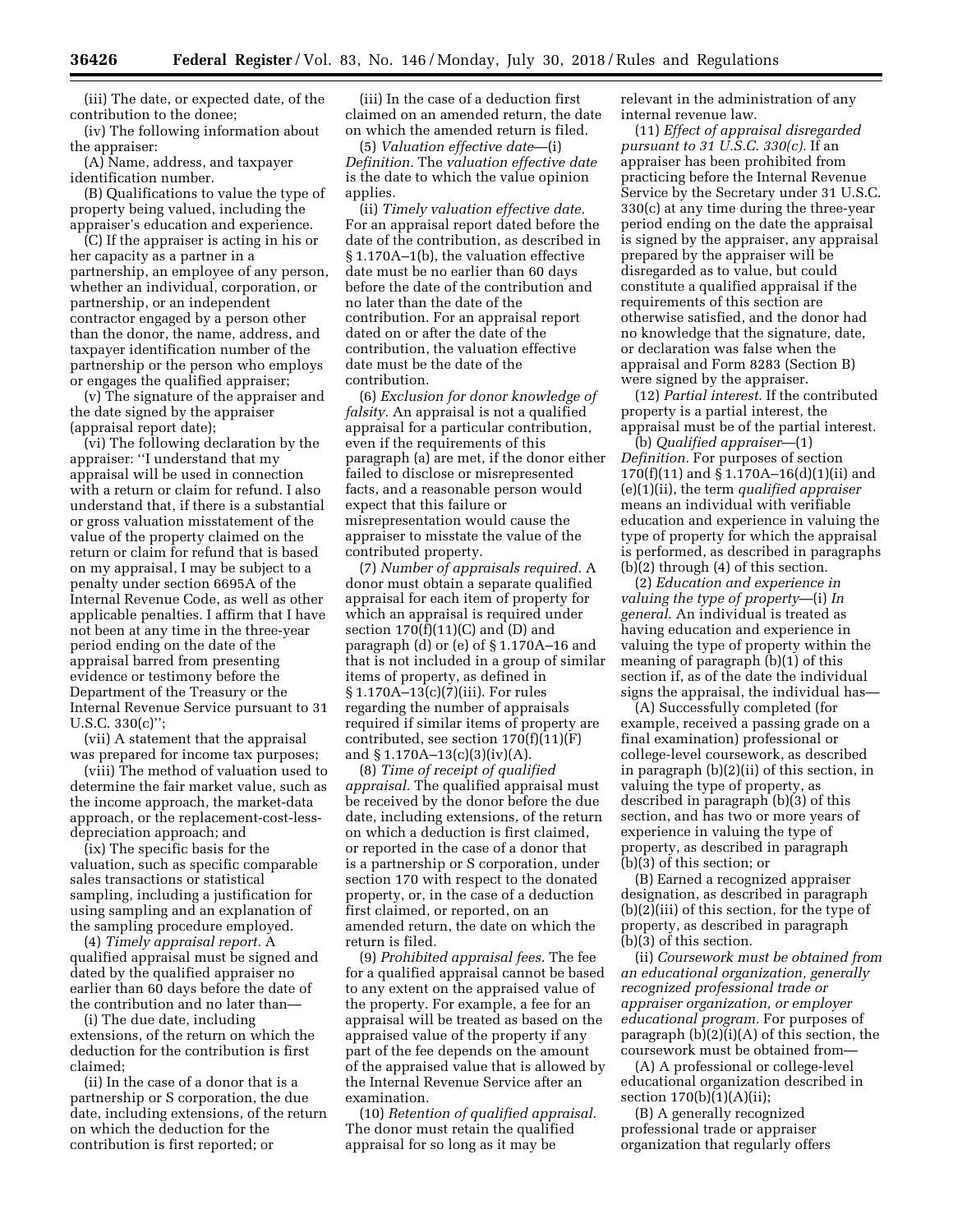(iii) The date, or expected date, of the contribution to the donee;

(iv) The following information about the appraiser:

(A) Name, address, and taxpayer identification number.

(B) Qualifications to value the type of property being valued, including the appraiser's education and experience.

(C) If the appraiser is acting in his or her capacity as a partner in a partnership, an employee of any person, whether an individual, corporation, or partnership, or an independent contractor engaged by a person other than the donor, the name, address, and taxpayer identification number of the partnership or the person who employs or engages the qualified appraiser;

(v) The signature of the appraiser and the date signed by the appraiser (appraisal report date);

(vi) The following declaration by the appraiser: ''I understand that my appraisal will be used in connection with a return or claim for refund. I also understand that, if there is a substantial or gross valuation misstatement of the value of the property claimed on the return or claim for refund that is based on my appraisal, I may be subject to a penalty under section 6695A of the Internal Revenue Code, as well as other applicable penalties. I affirm that I have not been at any time in the three-year period ending on the date of the appraisal barred from presenting evidence or testimony before the Department of the Treasury or the Internal Revenue Service pursuant to 31 U.S.C. 330(c)'';

(vii) A statement that the appraisal was prepared for income tax purposes;

(viii) The method of valuation used to determine the fair market value, such as the income approach, the market-data approach, or the replacement-cost-less-depreciation approach; and

(ix) The specific basis for the valuation, such as specific comparable sales transactions or statistical sampling, including a justification for using sampling and an explanation of the sampling procedure employed.

(4) *Timely appraisal report.* A qualified appraisal must be signed and dated by the qualified appraiser no earlier than 60 days before the date of the contribution and no later than—

(i) The due date, including extensions, of the return on which the deduction for the contribution is first claimed;

(ii) In the case of a donor that is a partnership or S corporation, the due date, including extensions, of the return on which the deduction for the contribution is first reported; or

(iii) In the case of a deduction first claimed on an amended return, the date on which the amended return is filed.

(5) *Valuation effective date*—(i) *Definition.* The *valuation effective date* is the date to which the value opinion applies.

(ii) *Timely valuation effective date.* For an appraisal report dated before the date of the contribution, as described in § 1.170A–1(b), the valuation effective date must be no earlier than 60 days before the date of the contribution and no later than the date of the contribution. For an appraisal report dated on or after the date of the contribution, the valuation effective date must be the date of the contribution.

(6) *Exclusion for donor knowledge of falsity.* An appraisal is not a qualified appraisal for a particular contribution, even if the requirements of this paragraph (a) are met, if the donor either failed to disclose or misrepresented facts, and a reasonable person would expect that this failure or misrepresentation would cause the appraiser to misstate the value of the contributed property.

(7) *Number of appraisals required.* A donor must obtain a separate qualified appraisal for each item of property for which an appraisal is required under section 170(f)(11)(C) and (D) and paragraph (d) or (e) of § 1.170A–16 and that is not included in a group of similar items of property, as defined in § 1.170A–13(c)(7)(iii). For rules regarding the number of appraisals required if similar items of property are contributed, see section 170(f)(11)(F) and § 1.170A–13(c)(3)(iv)(A).

(8) *Time of receipt of qualified appraisal.* The qualified appraisal must be received by the donor before the due date, including extensions, of the return on which a deduction is first claimed, or reported in the case of a donor that is a partnership or S corporation, under section 170 with respect to the donated property, or, in the case of a deduction first claimed, or reported, on an amended return, the date on which the return is filed.

(9) *Prohibited appraisal fees.* The fee for a qualified appraisal cannot be based to any extent on the appraised value of the property. For example, a fee for an appraisal will be treated as based on the appraised value of the property if any part of the fee depends on the amount of the appraised value that is allowed by the Internal Revenue Service after an examination.

(10) *Retention of qualified appraisal.* The donor must retain the qualified appraisal for so long as it may be relevant in the administration of any internal revenue law.

(11) *Effect of appraisal disregarded pursuant to 31 U.S.C. 330(c).* If an appraiser has been prohibited from practicing before the Internal Revenue Service by the Secretary under 31 U.S.C. 330(c) at any time during the three-year period ending on the date the appraisal is signed by the appraiser, any appraisal prepared by the appraiser will be disregarded as to value, but could constitute a qualified appraisal if the requirements of this section are otherwise satisfied, and the donor had no knowledge that the signature, date, or declaration was false when the appraisal and Form 8283 (Section B) were signed by the appraiser.

(12) *Partial interest.* If the contributed property is a partial interest, the appraisal must be of the partial interest.

(b) *Qualified appraiser*—(1) *Definition.* For purposes of section 170(f)(11) and § 1.170A–16(d)(1)(ii) and (e)(1)(ii), the term *qualified appraiser* means an individual with verifiable education and experience in valuing the type of property for which the appraisal is performed, as described in paragraphs (b)(2) through (4) of this section.

(2) *Education and experience in valuing the type of property*—(i) *In general.* An individual is treated as having education and experience in valuing the type of property within the meaning of paragraph (b)(1) of this section if, as of the date the individual signs the appraisal, the individual has—

(A) Successfully completed (for example, received a passing grade on a final examination) professional or college-level coursework, as described in paragraph (b)(2)(ii) of this section, in valuing the type of property, as described in paragraph (b)(3) of this section, and has two or more years of experience in valuing the type of property, as described in paragraph (b)(3) of this section; or

(B) Earned a recognized appraiser designation, as described in paragraph (b)(2)(iii) of this section, for the type of property, as described in paragraph (b)(3) of this section.

(ii) *Coursework must be obtained from an educational organization, generally recognized professional trade or appraiser organization, or employer educational program.* For purposes of paragraph (b)(2)(i)(A) of this section, the coursework must be obtained from—

(A) A professional or college-level educational organization described in section 170(b)(1)(A)(ii);

(B) A generally recognized professional trade or appraiser organization that regularly offers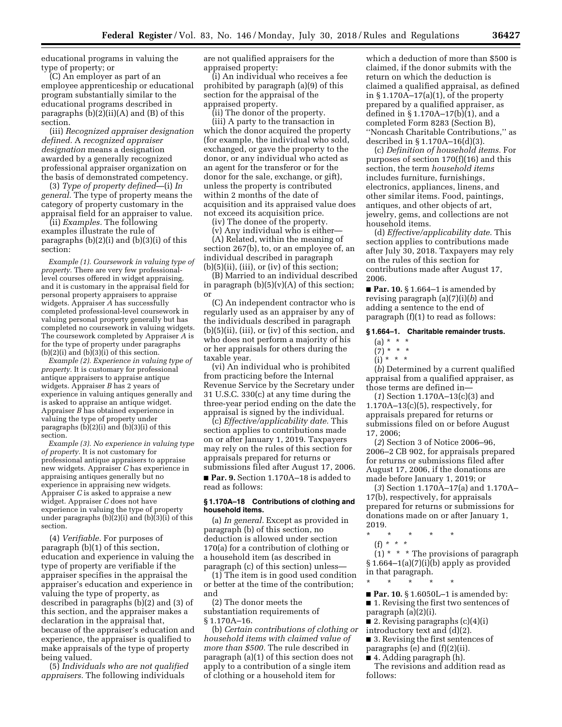educational programs in valuing the type of property; or

(C) An employer as part of an employee apprenticeship or educational program substantially similar to the educational programs described in paragraphs (b)(2)(ii)(A) and (B) of this section.

(iii) *Recognized appraiser designation defined.* A *recognized appraiser designation* means a designation awarded by a generally recognized professional appraiser organization on the basis of demonstrated competency.

(3) *Type of property defined*—(i) *In general.* The type of property means the category of property customary in the appraisal field for an appraiser to value.

(ii) *Examples.* The following examples illustrate the rule of paragraphs (b)(2)(i) and (b)(3)(i) of this section:

*Example (1). Coursework in valuing type of property.* There are very few professional-level courses offered in widget appraising, and it is customary in the appraisal field for personal property appraisers to appraise widgets. Appraiser *A* has successfully completed professional-level coursework in valuing personal property generally but has completed no coursework in valuing widgets. The coursework completed by Appraiser *A* is for the type of property under paragraphs (b)(2)(i) and (b)(3)(i) of this section.

*Example (2). Experience in valuing type of property.* It is customary for professional antique appraisers to appraise antique widgets. Appraiser *B* has 2 years of experience in valuing antiques generally and is asked to appraise an antique widget. Appraiser *B* has obtained experience in valuing the type of property under paragraphs (b)(2)(i) and (b)(3)(i) of this section.

*Example (3). No experience in valuing type of property.* It is not customary for professional antique appraisers to appraise new widgets. Appraiser *C* has experience in appraising antiques generally but no experience in appraising new widgets. Appraiser *C* is asked to appraise a new widget. Appraiser *C* does not have experience in valuing the type of property under paragraphs (b)(2)(i) and (b)(3)(i) of this section.

(4) *Verifiable.* For purposes of paragraph (b)(1) of this section, education and experience in valuing the type of property are verifiable if the appraiser specifies in the appraisal the appraiser's education and experience in valuing the type of property, as described in paragraphs (b)(2) and (3) of this section, and the appraiser makes a declaration in the appraisal that, because of the appraiser's education and experience, the appraiser is qualified to make appraisals of the type of property being valued.

(5) *Individuals who are not qualified appraisers.* The following individuals are not qualified appraisers for the appraised property:

(i) An individual who receives a fee prohibited by paragraph (a)(9) of this section for the appraisal of the appraised property.

(ii) The donor of the property.

(iii) A party to the transaction in which the donor acquired the property (for example, the individual who sold, exchanged, or gave the property to the donor, or any individual who acted as an agent for the transferor or for the donor for the sale, exchange, or gift), unless the property is contributed within 2 months of the date of acquisition and its appraised value does not exceed its acquisition price.

(iv) The donee of the property.

(v) Any individual who is either—

(A) Related, within the meaning of section 267(b), to, or an employee of, an individual described in paragraph (b)(5)(ii), (iii), or (iv) of this section;

(B) Married to an individual described in paragraph (b)(5)(v)(A) of this section; or

(C) An independent contractor who is regularly used as an appraiser by any of the individuals described in paragraph (b)(5)(ii), (iii), or (iv) of this section, and who does not perform a majority of his or her appraisals for others during the taxable year.

(vi) An individual who is prohibited from practicing before the Internal Revenue Service by the Secretary under 31 U.S.C. 330(c) at any time during the three-year period ending on the date the appraisal is signed by the individual.

(c) *Effective/applicability date.* This section applies to contributions made on or after January 1, 2019. Taxpayers may rely on the rules of this section for appraisals prepared for returns or submissions filed after August 17, 2006.

■ **Par. 9.** Section 1.170A–18 is added to read as follows:

**§ 1.170A–18 Contributions of clothing and household items.**

(a) *In general.* Except as provided in paragraph (b) of this section, no deduction is allowed under section 170(a) for a contribution of clothing or a household item (as described in paragraph (c) of this section) unless—

(1) The item is in good used condition or better at the time of the contribution; and

(2) The donor meets the substantiation requirements of § 1.170A–16.

(b) *Certain contributions of clothing or household items with claimed value of more than $500.* The rule described in paragraph (a)(1) of this section does not apply to a contribution of a single item of clothing or a household item for which a deduction of more than $500 is claimed, if the donor submits with the return on which the deduction is claimed a qualified appraisal, as defined in § 1.170A–17(a)(1), of the property prepared by a qualified appraiser, as defined in § 1.170A–17(b)(1), and a completed Form 8283 (Section B), ''Noncash Charitable Contributions,'' as described in § 1.170A–16(d)(3).

(c) *Definition of household items.* For purposes of section 170(f)(16) and this section, the term *household items* includes furniture, furnishings, electronics, appliances, linens, and other similar items. Food, paintings, antiques, and other objects of art, jewelry, gems, and collections are not household items.

(d) *Effective/applicability date.* This section applies to contributions made after July 30, 2018. Taxpayers may rely on the rules of this section for contributions made after August 17, 2006.

■ **Par. 10.** § 1.664–1 is amended by revising paragraph (a)(7)(i)(*b*) and adding a sentence to the end of paragraph (f)(1) to read as follows:

**§ 1.664–1. Charitable remainder trusts.**

(a) * * *

(7) * * *

(i) * * *

(*b*) Determined by a current qualified appraisal from a qualified appraiser, as those terms are defined in—

(*1*) Section 1.170A–13(c)(3) and 1.170A–13(c)(5), respectively, for appraisals prepared for returns or submissions filed on or before August 17, 2006;

(*2*) Section 3 of Notice 2006–96, 2006–2 CB 902, for appraisals prepared for returns or submissions filed after August 17, 2006, if the donations are made before January 1, 2019; or

(*3*) Section 1.170A–17(a) and 1.170A–17(b), respectively, for appraisals prepared for returns or submissions for donations made on or after January 1, 2019.

\* \* \* \* \*

(f) * * *

(1) * * * The provisions of paragraph § 1.664–1(a)(7)(i)(b) apply as provided in that paragraph.

\* \* \* \* \*

■ **Par. 10.** § 1.6050L–1 is amended by:

■ 1. Revising the first two sentences of paragraph (a)(2)(i).

■ 2. Revising paragraphs (c)(4)(i) introductory text and (d)(2).

■ 3. Revising the first sentences of paragraphs (e) and (f)(2)(ii).

■ 4. Adding paragraph (h).

The revisions and addition read as follows: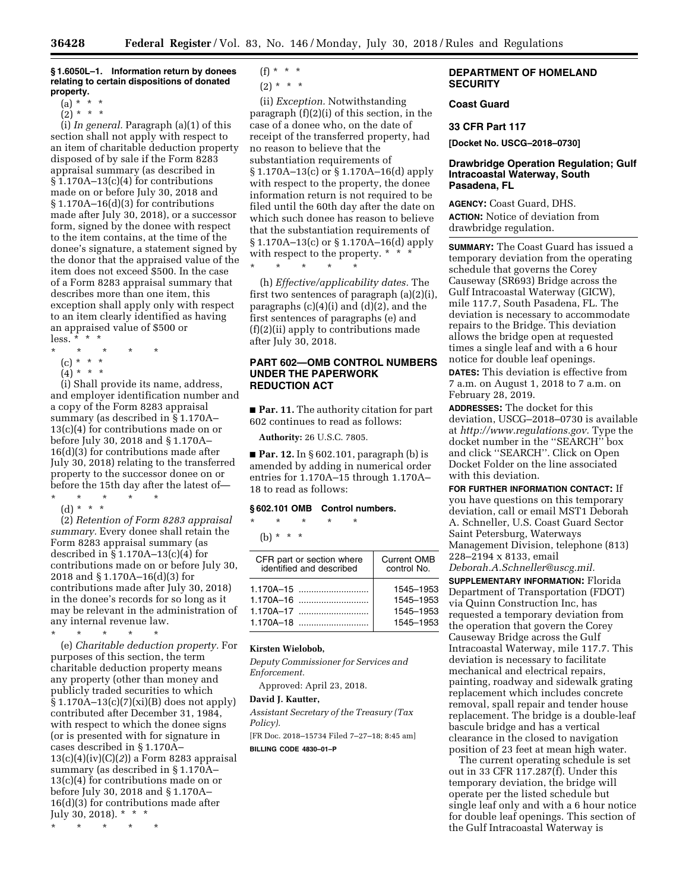**§ 1.6050L–1. Information return by donees relating to certain dispositions of donated property.**

(a) * * *

(2) * * *

(i) *In general.* Paragraph (a)(1) of this section shall not apply with respect to an item of charitable deduction property disposed of by sale if the Form 8283 appraisal summary (as described in § 1.170A–13(c)(4) for contributions made on or before July 30, 2018 and § 1.170A–16(d)(3) for contributions made after July 30, 2018), or a successor form, signed by the donee with respect to the item contains, at the time of the donee's signature, a statement signed by the donor that the appraised value of the item does not exceed $500. In the case of a Form 8283 appraisal summary that describes more than one item, this exception shall apply only with respect to an item clearly identified as having an appraised value of $500 or less. * * *

\* \* \* \* \*

(c) * * *

(4) * * *

(i) Shall provide its name, address, and employer identification number and a copy of the Form 8283 appraisal summary (as described in § 1.170A–13(c)(4) for contributions made on or before July 30, 2018 and § 1.170A–16(d)(3) for contributions made after July 30, 2018) relating to the transferred property to the successor donee on or before the 15th day after the latest of—

\* \* \* \* \*

(d) * * *

(2) *Retention of Form 8283 appraisal summary.* Every donee shall retain the Form 8283 appraisal summary (as described in § 1.170A–13(c)(4) for contributions made on or before July 30, 2018 and § 1.170A–16(d)(3) for contributions made after July 30, 2018) in the donee's records for so long as it may be relevant in the administration of any internal revenue law.

\* \* \* \* \*

(e) *Charitable deduction property.* For purposes of this section, the term charitable deduction property means any property (other than money and publicly traded securities to which § 1.170A–13(c)(7)(xi)(B) does not apply) contributed after December 31, 1984, with respect to which the donee signs (or is presented with for signature in cases described in § 1.170A–13(c)(4)(iv)(C)(*2*)) a Form 8283 appraisal summary (as described in § 1.170A–13(c)(4) for contributions made on or before July 30, 2018 and § 1.170A–16(d)(3) for contributions made after July 30, 2018). * * *

\* \* \* \* \*

(f) * * *

(2) * * *

(ii) *Exception.* Notwithstanding paragraph (f)(2)(i) of this section, in the case of a donee who, on the date of receipt of the transferred property, had no reason to believe that the substantiation requirements of § 1.170A–13(c) or § 1.170A–16(d) apply with respect to the property, the donee information return is not required to be filed until the 60th day after the date on which such donee has reason to believe that the substantiation requirements of § 1.170A–13(c) or § 1.170A–16(d) apply with respect to the property. * * *

\* \* \* \* \*

(h) *Effective/applicability dates.* The first two sentences of paragraph (a)(2)(i), paragraphs (c)(4)(i) and (d)(2), and the first sentences of paragraphs (e) and (f)(2)(ii) apply to contributions made after July 30, 2018.

## PART 602—OMB CONTROL NUMBERS UNDER THE PAPERWORK REDUCTION ACT

■ **Par. 11.** The authority citation for part 602 continues to read as follows:

**Authority:** 26 U.S.C. 7805.

■ **Par. 12.** In § 602.101, paragraph (b) is amended by adding in numerical order entries for 1.170A–15 through 1.170A–18 to read as follows:

**§ 602.101 OMB Control numbers.**

\* \* \* \* \*

(b) * * *

| CFR part or section where identified and described | Current OMB control No. |
|---|---|
| 1.170A–15 ........................... | 1545–1953 |
| 1.170A–16 ........................... | 1545–1953 |
| 1.170A–17 ........................... | 1545–1953 |
| 1.170A–18 ........................... | 1545–1953 |

**Kirsten Wielobob,**

*Deputy Commissioner for Services and Enforcement.*

Approved: April 23, 2018.

**David J. Kautter,**

*Assistant Secretary of the Treasury (Tax Policy).*

[FR Doc. 2018–15734 Filed 7–27–18; 8:45 am]

**BILLING CODE 4830–01–P**

## DEPARTMENT OF HOMELAND SECURITY

## Coast Guard

## 33 CFR Part 117

**[Docket No. USCG–2018–0730]**

## Drawbridge Operation Regulation; Gulf Intracoastal Waterway, South Pasadena, FL

**AGENCY:** Coast Guard, DHS.

**ACTION:** Notice of deviation from drawbridge regulation.

**SUMMARY:** The Coast Guard has issued a temporary deviation from the operating schedule that governs the Corey Causeway (SR693) Bridge across the Gulf Intracoastal Waterway (GICW), mile 117.7, South Pasadena, FL. The deviation is necessary to accommodate repairs to the Bridge. This deviation allows the bridge open at requested times a single leaf and with a 6 hour notice for double leaf openings.

**DATES:** This deviation is effective from 7 a.m. on August 1, 2018 to 7 a.m. on February 28, 2019.

**ADDRESSES:** The docket for this deviation, USCG–2018–0730 is available at *http://www.regulations.gov.* Type the docket number in the ''SEARCH'' box and click ''SEARCH''. Click on Open Docket Folder on the line associated with this deviation.

**FOR FURTHER INFORMATION CONTACT:** If you have questions on this temporary deviation, call or email MST1 Deborah A. Schneller, U.S. Coast Guard Sector Saint Petersburg, Waterways Management Division, telephone (813) 228–2194 x 8133, email *Deborah.A.Schneller@uscg.mil.*

**SUPPLEMENTARY INFORMATION:** Florida Department of Transportation (FDOT) via Quinn Construction Inc, has requested a temporary deviation from the operation that govern the Corey Causeway Bridge across the Gulf Intracoastal Waterway, mile 117.7. This deviation is necessary to facilitate mechanical and electrical repairs, painting, roadway and sidewalk grating replacement which includes concrete removal, spall repair and tender house replacement. The bridge is a double-leaf bascule bridge and has a vertical clearance in the closed to navigation position of 23 feet at mean high water.

The current operating schedule is set out in 33 CFR 117.287(f). Under this temporary deviation, the bridge will operate per the listed schedule but single leaf only and with a 6 hour notice for double leaf openings. This section of the Gulf Intracoastal Waterway is